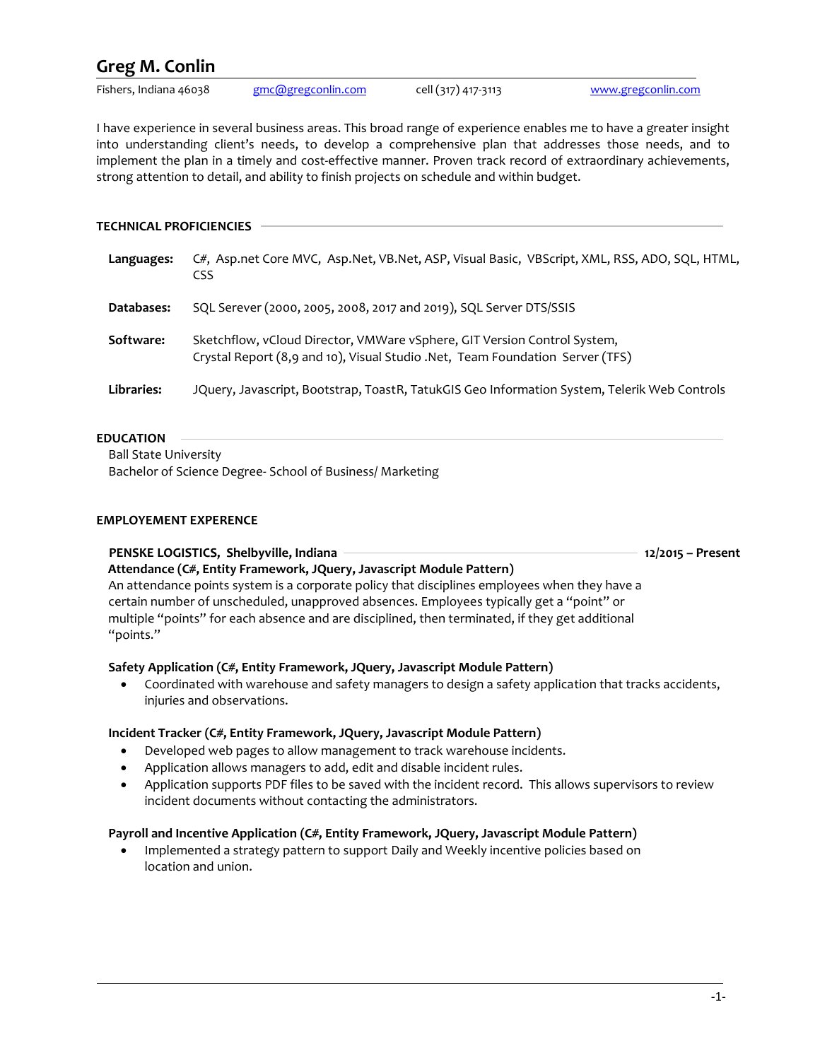# Greg M. Conlin

Fishers, Indiana 46038 | gmc@gregconlin.com | cell (317) 417-3113 | www.gregconlin.com

I have experience in several business areas. This broad range of experience enables me to have a greater insight into understanding client's needs, to develop a comprehensive plan that addresses those needs, and to implement the plan in a timely and cost-effective manner. Proven track record of extraordinary achievements, strong attention to detail, and ability to finish projects on schedule and within budget.

## TECHNICAL PROFICIENCIES

**Languages:** C#, Asp.net Core MVC, Asp.Net, VB.Net, ASP, Visual Basic, VBScript, XML, RSS, ADO, SQL, HTML, CSS

**Databases:** SQL Serever (2000, 2005, 2008, 2017 and 2019), SQL Server DTS/SSIS

**Software:** Sketchflow, vCloud Director, VMWare vSphere, GIT Version Control System, Crystal Report (8,9 and 10), Visual Studio .Net, Team Foundation Server (TFS)

**Libraries:** JQuery, Javascript, Bootstrap, ToastR, TatukGIS Geo Information System, Telerik Web Controls

## EDUCATION

Ball State University
Bachelor of Science Degree- School of Business/ Marketing

## EMPLOYEMENT EXPERIENCE

### PENSKE LOGISTICS, Shelbyville, Indiana — 12/2015 – Present

**Attendance (C#, Entity Framework, JQuery, Javascript Module Pattern)**

An attendance points system is a corporate policy that disciplines employees when they have a certain number of unscheduled, unapproved absences. Employees typically get a "point" or multiple "points" for each absence and are disciplined, then terminated, if they get additional "points."

**Safety Application (C#, Entity Framework, JQuery, Javascript Module Pattern)**

- Coordinated with warehouse and safety managers to design a safety application that tracks accidents, injuries and observations.

**Incident Tracker (C#, Entity Framework, JQuery, Javascript Module Pattern)**

- Developed web pages to allow management to track warehouse incidents.
- Application allows managers to add, edit and disable incident rules.
- Application supports PDF files to be saved with the incident record. This allows supervisors to review incident documents without contacting the administrators.

**Payroll and Incentive Application (C#, Entity Framework, JQuery, Javascript Module Pattern)**

- Implemented a strategy pattern to support Daily and Weekly incentive policies based on location and union.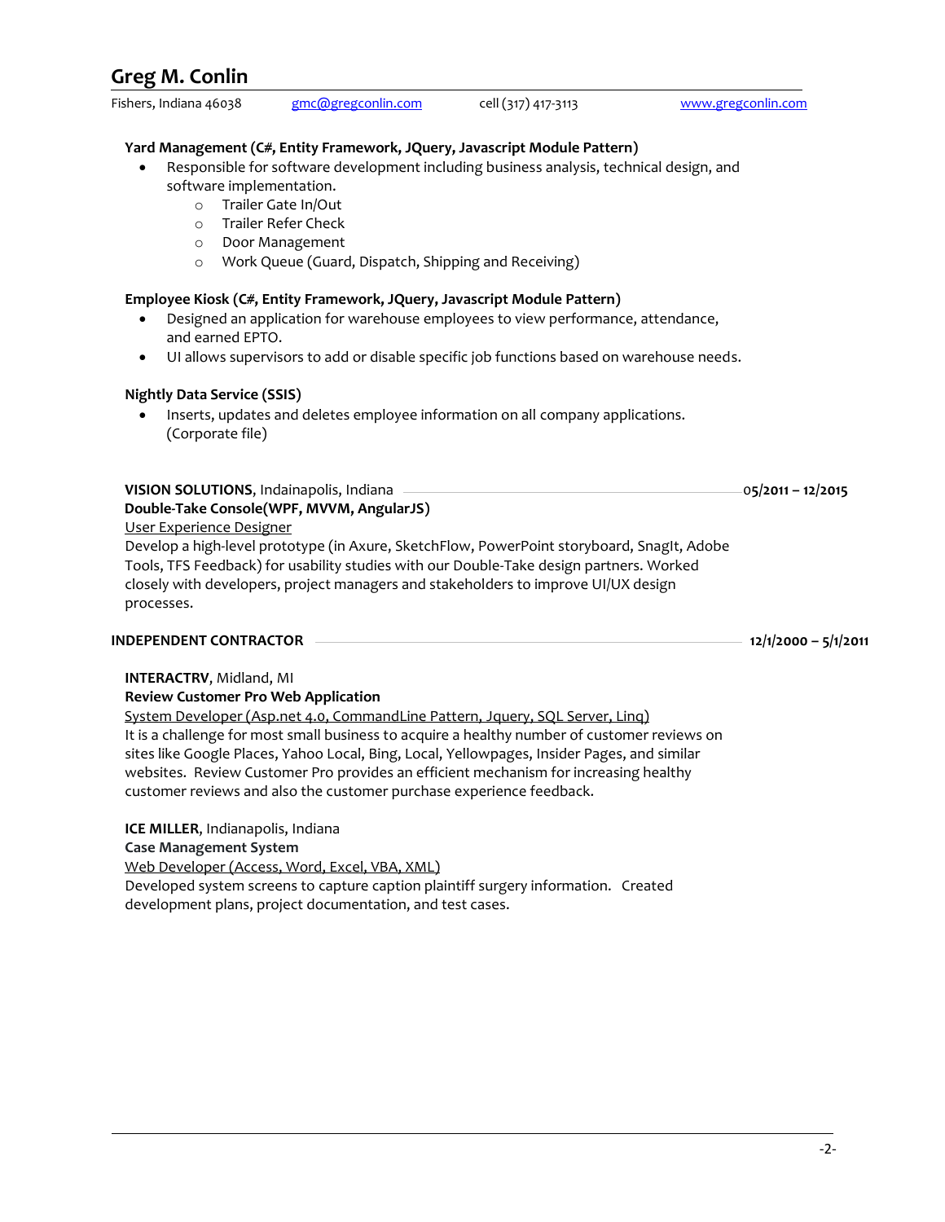**Greg M. Conlin**

Fishers, Indiana 46038 | gmc@gregconlin.com | cell (317) 417-3113 | www.gregconlin.com

**Yard Management (C#, Entity Framework, JQuery, Javascript Module Pattern)**

- Responsible for software development including business analysis, technical design, and software implementation.
  - Trailer Gate In/Out
  - Trailer Refer Check
  - Door Management
  - Work Queue (Guard, Dispatch, Shipping and Receiving)

**Employee Kiosk (C#, Entity Framework, JQuery, Javascript Module Pattern)**

- Designed an application for warehouse employees to view performance, attendance, and earned EPTO.
- UI allows supervisors to add or disable specific job functions based on warehouse needs.

**Nightly Data Service (SSIS)**

- Inserts, updates and deletes employee information on all company applications. (Corporate file)

**VISION SOLUTIONS**, Indainapolis, Indiana — **05/2011 – 12/2015**

**Double-Take Console(WPF, MVVM, AngularJS)**

User Experience Designer

Develop a high-level prototype (in Axure, SketchFlow, PowerPoint storyboard, SnagIt, Adobe Tools, TFS Feedback) for usability studies with our Double-Take design partners. Worked closely with developers, project managers and stakeholders to improve UI/UX design processes.

**INDEPENDENT CONTRACTOR** — **12/1/2000 – 5/1/2011**

**INTERACTRV**, Midland, MI

**Review Customer Pro Web Application**

System Developer (Asp.net 4.0, CommandLine Pattern, Jquery, SQL Server, Linq)

It is a challenge for most small business to acquire a healthy number of customer reviews on sites like Google Places, Yahoo Local, Bing, Local, Yellowpages, Insider Pages, and similar websites. Review Customer Pro provides an efficient mechanism for increasing healthy customer reviews and also the customer purchase experience feedback.

**ICE MILLER**, Indianapolis, Indiana

**Case Management System**

Web Developer (Access, Word, Excel, VBA, XML)

Developed system screens to capture caption plaintiff surgery information. Created development plans, project documentation, and test cases.